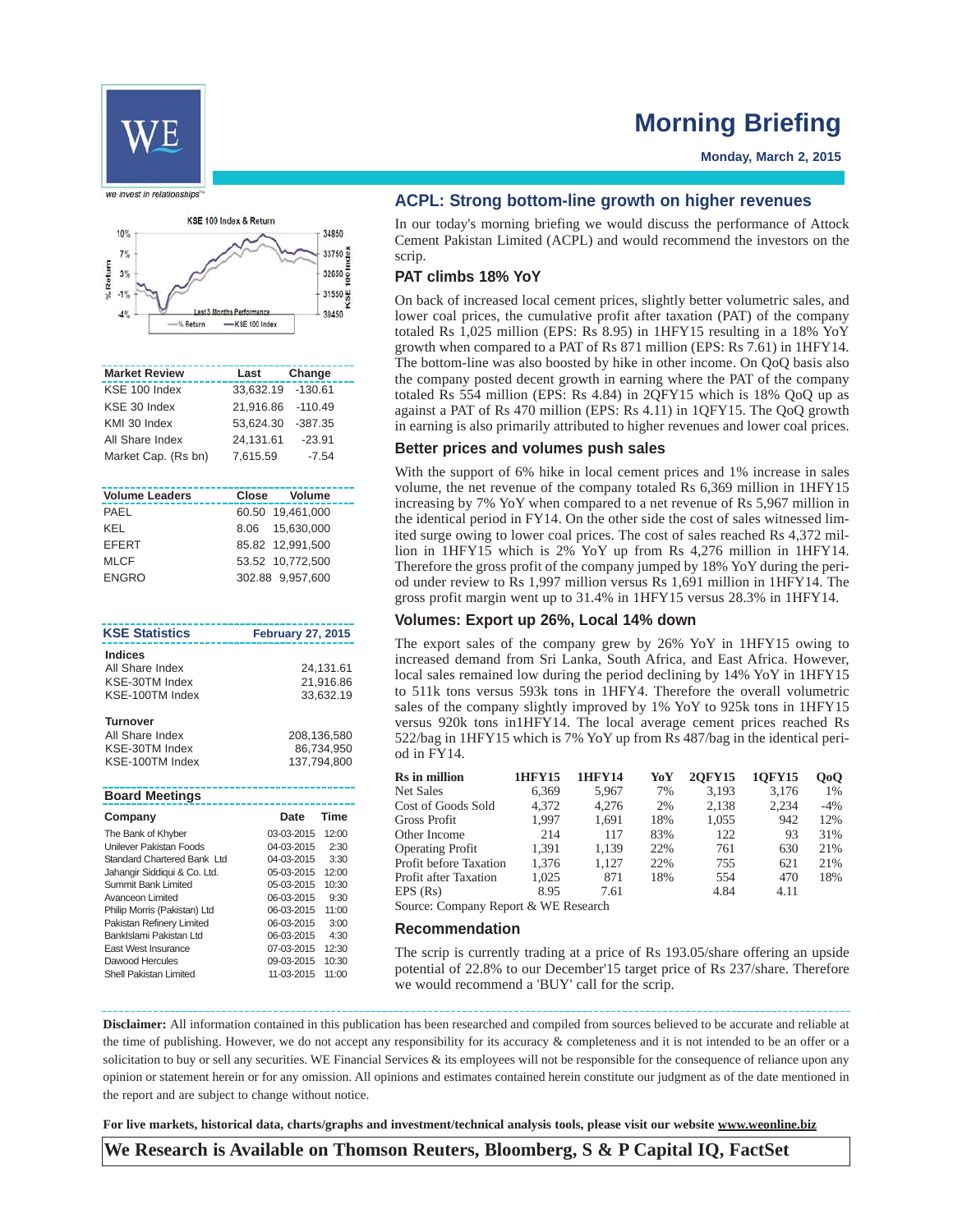# Morning Briefing

**Monday, March 2, 2015**

we invest in relationships

KSE 100 Index & Return

10%
7%
3%
-1%
-4%
% Return
34850
33750
32650
31550
30450
KSE 100 Index
Last 3 Months Performance
% Return
KSE 100 Index

| Market Review | Last | Change |
|---|---|---|
| KSE 100 Index | 33,632.19 | -130.61 |
| KSE 30 Index | 21,916.86 | -110.49 |
| KMI 30 Index | 53,624.30 | -387.35 |
| All Share Index | 24,131.61 | -23.91 |
| Market Cap. (Rs bn) | 7,615.59 | -7.54 |

| Volume Leaders | Close | Volume |
|---|---|---|
| PAEL | 60.50 | 19,461,000 |
| KEL | 8.06 | 15,630,000 |
| EFERT | 85.82 | 12,991,500 |
| MLCF | 53.52 | 10,772,500 |
| ENGRO | 302.88 | 9,957,600 |

| KSE Statistics | February 27, 2015 |
|---|---|
| **Indices** | |
| All Share Index | 24,131.61 |
| KSE-30TM Index | 21,916.86 |
| KSE-100TM Index | 33,632.19 |
| **Turnover** | |
| All Share Index | 208,136,580 |
| KSE-30TM Index | 86,734,950 |
| KSE-100TM Index | 137,794,800 |

**Board Meetings**

| Company | Date | Time |
|---|---|---|
| The Bank of Khyber | 03-03-2015 | 12:00 |
| Unilever Pakistan Foods | 04-03-2015 | 2:30 |
| Standard Chartered Bank Ltd | 04-03-2015 | 3:30 |
| Jahangir Siddiqui & Co. Ltd. | 05-03-2015 | 12:00 |
| Summit Bank Limited | 05-03-2015 | 10:30 |
| Avanceon Limited | 06-03-2015 | 9:30 |
| Philip Morris (Pakistan) Ltd | 06-03-2015 | 11:00 |
| Pakistan Refinery Limited | 06-03-2015 | 3:00 |
| BankIslami Pakistan Ltd | 06-03-2015 | 4:30 |
| East West Insurance | 07-03-2015 | 12:30 |
| Dawood Hercules | 09-03-2015 | 10:30 |
| Shell Pakistan Limited | 11-03-2015 | 11:00 |

## ACPL: Strong bottom-line growth on higher revenues

In our today's morning briefing we would discuss the performance of Attock Cement Pakistan Limited (ACPL) and would recommend the investors on the scrip.

### PAT climbs 18% YoY

On back of increased local cement prices, slightly better volumetric sales, and lower coal prices, the cumulative profit after taxation (PAT) of the company totaled Rs 1,025 million (EPS: Rs 8.95) in 1HFY15 resulting in a 18% YoY growth when compared to a PAT of Rs 871 million (EPS: Rs 7.61) in 1HFY14. The bottom-line was also boosted by hike in other income. On QoQ basis also the company posted decent growth in earning where the PAT of the company totaled Rs 554 million (EPS: Rs 4.84) in 2QFY15 which is 18% QoQ up as against a PAT of Rs 470 million (EPS: Rs 4.11) in 1QFY15. The QoQ growth in earning is also primarily attributed to higher revenues and lower coal prices.

### Better prices and volumes push sales

With the support of 6% hike in local cement prices and 1% increase in sales volume, the net revenue of the company totaled Rs 6,369 million in 1HFY15 increasing by 7% YoY when compared to a net revenue of Rs 5,967 million in the identical period in FY14. On the other side the cost of sales witnessed limited surge owing to lower coal prices. The cost of sales reached Rs 4,372 million in 1HFY15 which is 2% YoY up from Rs 4,276 million in 1HFY14. Therefore the gross profit of the company jumped by 18% YoY during the period under review to Rs 1,997 million versus Rs 1,691 million in 1HFY14. The gross profit margin went up to 31.4% in 1HFY15 versus 28.3% in 1HFY14.

### Volumes: Export up 26%, Local 14% down

The export sales of the company grew by 26% YoY in 1HFY15 owing to increased demand from Sri Lanka, South Africa, and East Africa. However, local sales remained low during the period declining by 14% YoY in 1HFY15 to 511k tons versus 593k tons in 1HFY4. Therefore the overall volumetric sales of the company slightly improved by 1% YoY to 925k tons in 1HFY15 versus 920k tons in1HFY14. The local average cement prices reached Rs 522/bag in 1HFY15 which is 7% YoY up from Rs 487/bag in the identical period in FY14.

| Rs in million | 1HFY15 | 1HFY14 | YoY | 2QFY15 | 1QFY15 | QoQ |
|---|---|---|---|---|---|---|
| Net Sales | 6,369 | 5,967 | 7% | 3,193 | 3,176 | 1% |
| Cost of Goods Sold | 4,372 | 4,276 | 2% | 2,138 | 2,234 | -4% |
| Gross Profit | 1,997 | 1,691 | 18% | 1,055 | 942 | 12% |
| Other Income | 214 | 117 | 83% | 122 | 93 | 31% |
| Operating Profit | 1,391 | 1,139 | 22% | 761 | 630 | 21% |
| Profit before Taxation | 1,376 | 1,127 | 22% | 755 | 621 | 21% |
| Profit after Taxation | 1,025 | 871 | 18% | 554 | 470 | 18% |
| EPS (Rs) | 8.95 | 7.61 | | 4.84 | 4.11 | |

Source: Company Report & WE Research

### Recommendation

The scrip is currently trading at a price of Rs 193.05/share offering an upside potential of 22.8% to our December'15 target price of Rs 237/share. Therefore we would recommend a 'BUY' call for the scrip.

**Disclaimer:** All information contained in this publication has been researched and compiled from sources believed to be accurate and reliable at the time of publishing. However, we do not accept any responsibility for its accuracy & completeness and it is not intended to be an offer or a solicitation to buy or sell any securities. WE Financial Services & its employees will not be responsible for the consequence of reliance upon any opinion or statement herein or for any omission. All opinions and estimates contained herein constitute our judgment as of the date mentioned in the report and are subject to change without notice.

**For live markets, historical data, charts/graphs and investment/technical analysis tools, please visit our website www.weonline.biz**

**We Research is Available on Thomson Reuters, Bloomberg, S & P Capital IQ, FactSet**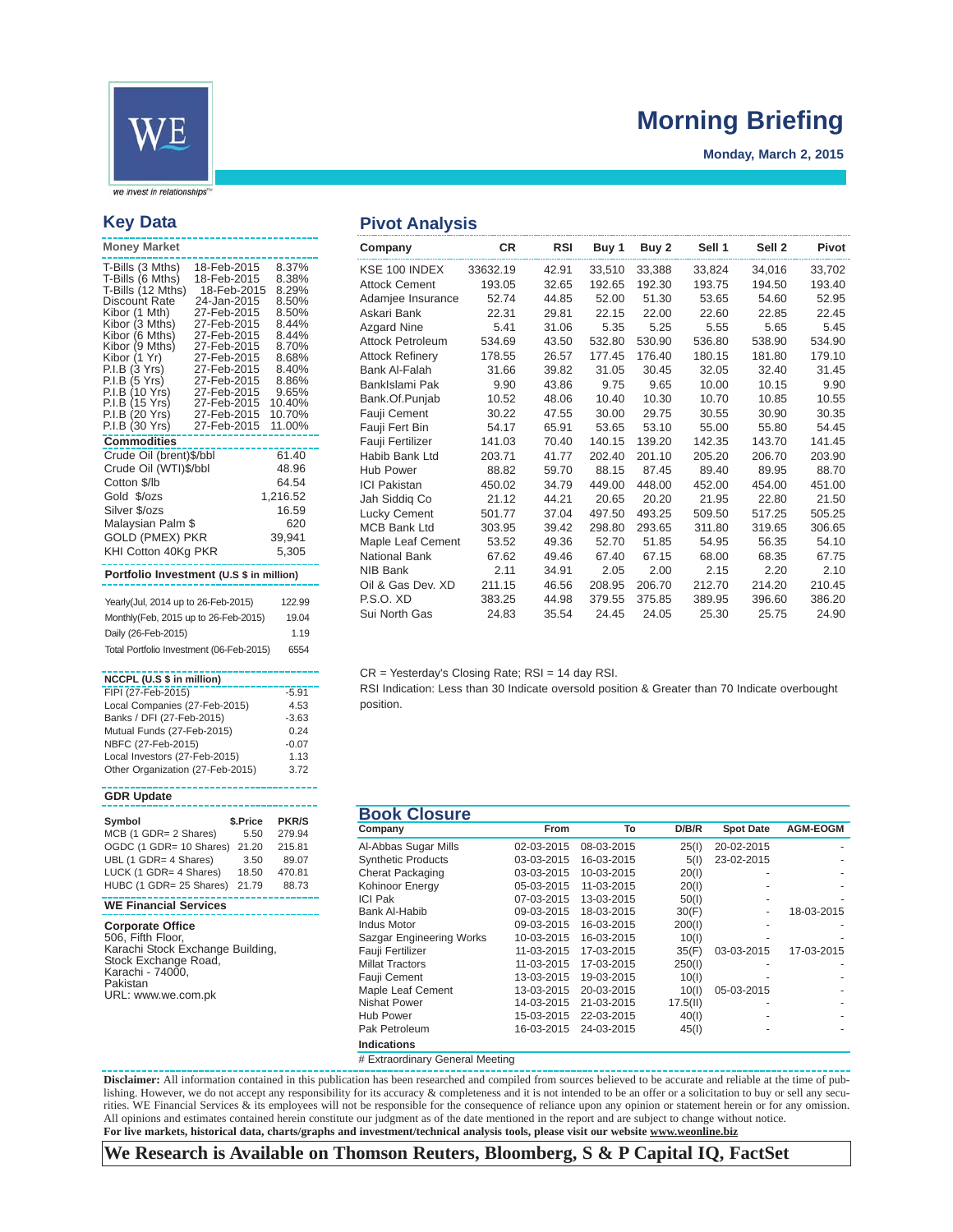we invest in relationships™

# Morning Briefing

**Monday, March 2, 2015**

## Key Data

### Money Market

| | | |
|---|---|---|
| T-Bills (3 Mths) | 18-Feb-2015 | 8.37% |
| T-Bills (6 Mths) | 18-Feb-2015 | 8.38% |
| T-Bills (12 Mths) | 18-Feb-2015 | 8.29% |
| Discount Rate | 24-Jan-2015 | 8.50% |
| Kibor (1 Mth) | 27-Feb-2015 | 8.50% |
| Kibor (3 Mths) | 27-Feb-2015 | 8.44% |
| Kibor (6 Mths) | 27-Feb-2015 | 8.44% |
| Kibor (9 Mths) | 27-Feb-2015 | 8.70% |
| Kibor (1 Yr) | 27-Feb-2015 | 8.68% |
| P.I.B (3 Yrs) | 27-Feb-2015 | 8.40% |
| P.I.B (5 Yrs) | 27-Feb-2015 | 8.86% |
| P.I.B (10 Yrs) | 27-Feb-2015 | 9.65% |
| P.I.B (15 Yrs) | 27-Feb-2015 | 10.40% |
| P.I.B (20 Yrs) | 27-Feb-2015 | 10.70% |
| P.I.B (30 Yrs) | 27-Feb-2015 | 11.00% |

### Commodities

| | |
|---|---|
| Crude Oil (brent)$/bbl | 61.40 |
| Crude Oil (WTI)$/bbl | 48.96 |
| Cotton $/lb | 64.54 |
| Gold $/ozs | 1,216.52 |
| Silver $/ozs | 16.59 |
| Malaysian Palm $ | 620 |
| GOLD (PMEX) PKR | 39,941 |
| KHI Cotton 40Kg PKR | 5,305 |

### Portfolio Investment (U.S $ in million)

| | |
|---|---|
| Yearly(Jul, 2014 up to 26-Feb-2015) | 122.99 |
| Monthly(Feb, 2015 up to 26-Feb-2015) | 19.04 |
| Daily (26-Feb-2015) | 1.19 |
| Total Portfolio Investment (06-Feb-2015) | 6554 |

### NCCPL (U.S $ in million)

| | |
|---|---|
| FIPI (27-Feb-2015) | -5.91 |
| Local Companies (27-Feb-2015) | 4.53 |
| Banks / DFI (27-Feb-2015) | -3.63 |
| Mutual Funds (27-Feb-2015) | 0.24 |
| NBFC (27-Feb-2015) | -0.07 |
| Local Investors (27-Feb-2015) | 1.13 |
| Other Organization (27-Feb-2015) | 3.72 |

### GDR Update

| Symbol | $.Price | PKR/S |
|---|---|---|
| MCB (1 GDR= 2 Shares) | 5.50 | 279.94 |
| OGDC (1 GDR= 10 Shares) | 21.20 | 215.81 |
| UBL (1 GDR= 4 Shares) | 3.50 | 89.07 |
| LUCK (1 GDR= 4 Shares) | 18.50 | 470.81 |
| HUBC (1 GDR= 25 Shares) | 21.79 | 88.73 |

### WE Financial Services

**Corporate Office**
506, Fifth Floor,
Karachi Stock Exchange Building,
Stock Exchange Road,
Karachi - 74000,
Pakistan
URL: www.we.com.pk

## Pivot Analysis

| Company | CR | RSI | Buy 1 | Buy 2 | Sell 1 | Sell 2 | Pivot |
|---|---|---|---|---|---|---|---|
| KSE 100 INDEX | 33632.19 | 42.91 | 33,510 | 33,388 | 33,824 | 34,016 | 33,702 |
| Attock Cement | 193.05 | 32.65 | 192.65 | 192.30 | 193.75 | 194.50 | 193.40 |
| Adamjee Insurance | 52.74 | 44.85 | 52.00 | 51.30 | 53.65 | 54.60 | 52.95 |
| Askari Bank | 22.31 | 29.81 | 22.15 | 22.00 | 22.60 | 22.85 | 22.45 |
| Azgard Nine | 5.41 | 31.06 | 5.35 | 5.25 | 5.55 | 5.65 | 5.45 |
| Attock Petroleum | 534.69 | 43.50 | 532.80 | 530.90 | 536.80 | 538.90 | 534.90 |
| Attock Refinery | 178.55 | 26.57 | 177.45 | 176.40 | 180.15 | 181.80 | 179.10 |
| Bank Al-Falah | 31.66 | 39.82 | 31.05 | 30.45 | 32.05 | 32.40 | 31.45 |
| BankIslami Pak | 9.90 | 43.86 | 9.75 | 9.65 | 10.00 | 10.15 | 9.90 |
| Bank.Of.Punjab | 10.52 | 48.06 | 10.40 | 10.30 | 10.70 | 10.85 | 10.55 |
| Fauji Cement | 30.22 | 47.55 | 30.00 | 29.75 | 30.55 | 30.90 | 30.35 |
| Fauji Fert Bin | 54.17 | 65.91 | 53.65 | 53.10 | 55.00 | 55.80 | 54.45 |
| Fauji Fertilizer | 141.03 | 70.40 | 140.15 | 139.20 | 142.35 | 143.70 | 141.45 |
| Habib Bank Ltd | 203.71 | 41.77 | 202.40 | 201.10 | 205.20 | 206.70 | 203.90 |
| Hub Power | 88.82 | 59.70 | 88.15 | 87.45 | 89.40 | 89.95 | 88.70 |
| ICI Pakistan | 450.02 | 34.79 | 449.00 | 448.00 | 452.00 | 454.00 | 451.00 |
| Jah Siddiq Co | 21.12 | 44.21 | 20.65 | 20.20 | 21.95 | 22.80 | 21.50 |
| Lucky Cement | 501.77 | 37.04 | 497.50 | 493.25 | 509.50 | 517.25 | 505.25 |
| MCB Bank Ltd | 303.95 | 39.42 | 298.80 | 293.65 | 311.80 | 319.65 | 306.65 |
| Maple Leaf Cement | 53.52 | 49.36 | 52.70 | 51.85 | 54.95 | 56.35 | 54.10 |
| National Bank | 67.62 | 49.46 | 67.40 | 67.15 | 68.00 | 68.35 | 67.75 |
| NIB Bank | 2.11 | 34.91 | 2.05 | 2.00 | 2.15 | 2.20 | 2.10 |
| Oil & Gas Dev. XD | 211.15 | 46.56 | 208.95 | 206.70 | 212.70 | 214.20 | 210.45 |
| P.S.O. XD | 383.25 | 44.98 | 379.55 | 375.85 | 389.95 | 396.60 | 386.20 |
| Sui North Gas | 24.83 | 35.54 | 24.45 | 24.05 | 25.30 | 25.75 | 24.90 |

CR = Yesterday's Closing Rate; RSI = 14 day RSI.

RSI Indication: Less than 30 Indicate oversold position & Greater than 70 Indicate overbought position.

## Book Closure

| Company | From | To | D/B/R | Spot Date | AGM-EOGM |
|---|---|---|---|---|---|
| Al-Abbas Sugar Mills | 02-03-2015 | 08-03-2015 | 25(I) | 20-02-2015 | - |
| Synthetic Products | 03-03-2015 | 16-03-2015 | 5(I) | 23-02-2015 | - |
| Cherat Packaging | 03-03-2015 | 10-03-2015 | 20(I) | - | - |
| Kohinoor Energy | 05-03-2015 | 11-03-2015 | 20(I) | - | - |
| ICI Pak | 07-03-2015 | 13-03-2015 | 50(I) | - | - |
| Bank Al-Habib | 09-03-2015 | 18-03-2015 | 30(F) | - | 18-03-2015 |
| Indus Motor | 09-03-2015 | 16-03-2015 | 200(I) | - | - |
| Sazgar Engineering Works | 10-03-2015 | 16-03-2015 | 10(I) | - | - |
| Fauji Fertilizer | 11-03-2015 | 17-03-2015 | 35(F) | 03-03-2015 | 17-03-2015 |
| Millat Tractors | 11-03-2015 | 17-03-2015 | 250(I) | - | - |
| Fauji Cement | 13-03-2015 | 19-03-2015 | 10(I) | - | - |
| Maple Leaf Cement | 13-03-2015 | 20-03-2015 | 10(I) | 05-03-2015 | - |
| Nishat Power | 14-03-2015 | 21-03-2015 | 17.5(II) | - | - |
| Hub Power | 15-03-2015 | 22-03-2015 | 40(I) | - | - |
| Pak Petroleum | 16-03-2015 | 24-03-2015 | 45(I) | - | - |

**Indications**

# Extraordinary General Meeting

**Disclaimer:** All information contained in this publication has been researched and compiled from sources believed to be accurate and reliable at the time of publishing. However, we do not accept any responsibility for its accuracy & completeness and it is not intended to be an offer or a solicitation to buy or sell any securities. WE Financial Services & its employees will not be responsible for the consequence of reliance upon any opinion or statement herein or for any omission. All opinions and estimates contained herein constitute our judgment as of the date mentioned in the report and are subject to change without notice.
**For live markets, historical data, charts/graphs and investment/technical analysis tools, please visit our website www.weonline.biz**

**We Research is Available on Thomson Reuters, Bloomberg, S & P Capital IQ, FactSet**